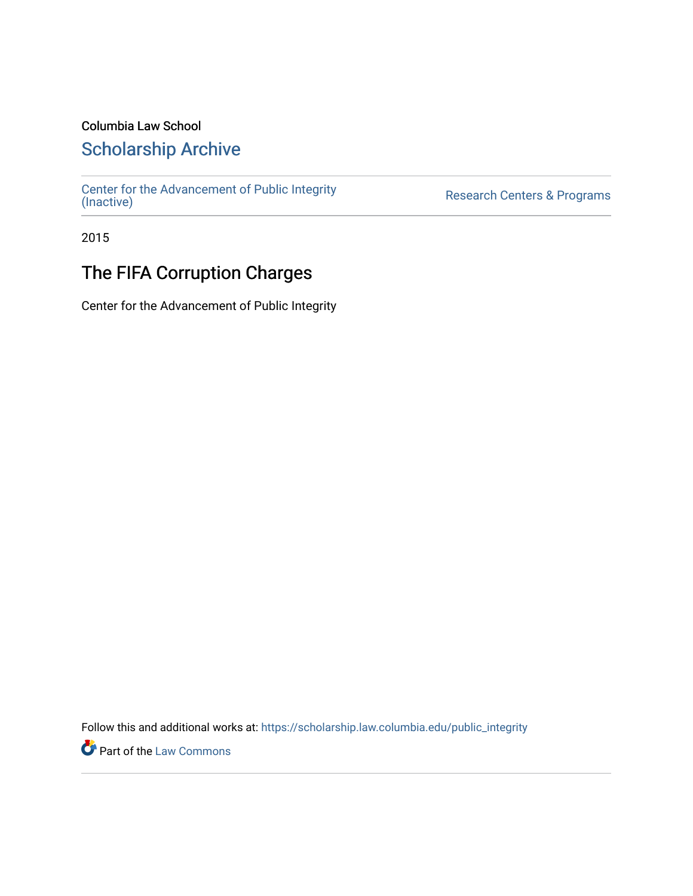Columbia Law School

# Scholarship Archive

Center for the Advancement of Public Integrity (Inactive)

Research Centers & Programs

2015

## The FIFA Corruption Charges

Center for the Advancement of Public Integrity

Follow this and additional works at: https://scholarship.law.columbia.edu/public_integrity

Part of the Law Commons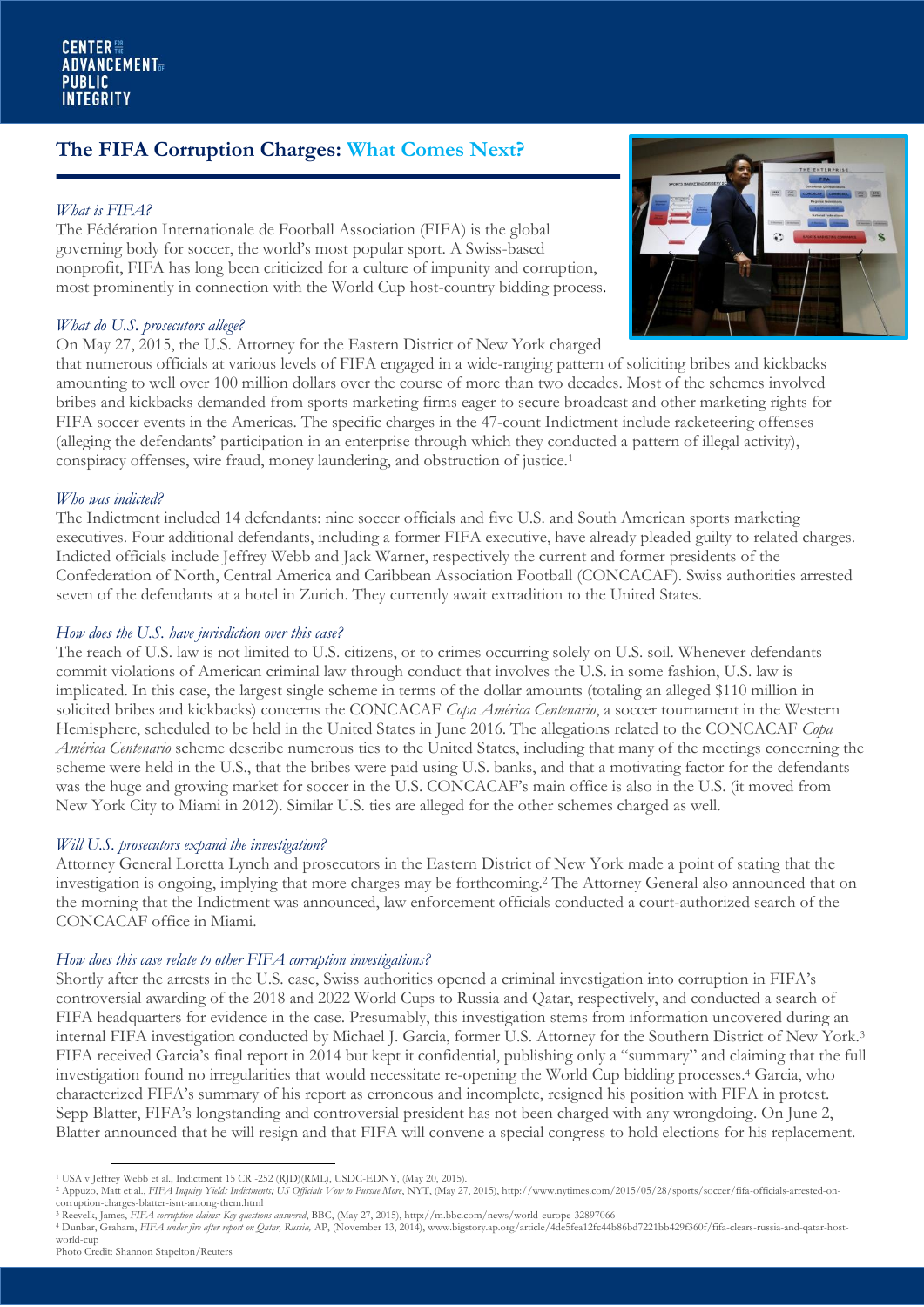CENTER FOR THE ADVANCEMENT OF PUBLIC INTEGRITY

# The FIFA Corruption Charges: What Comes Next?

### *What is FIFA?*

The Fédération Internationale de Football Association (FIFA) is the global governing body for soccer, the world's most popular sport. A Swiss-based nonprofit, FIFA has long been criticized for a culture of impunity and corruption, most prominently in connection with the World Cup host-country bidding process.

### *What do U.S. prosecutors allege?*

On May 27, 2015, the U.S. Attorney for the Eastern District of New York charged that numerous officials at various levels of FIFA engaged in a wide-ranging pattern of soliciting bribes and kickbacks amounting to well over 100 million dollars over the course of more than two decades. Most of the schemes involved bribes and kickbacks demanded from sports marketing firms eager to secure broadcast and other marketing rights for FIFA soccer events in the Americas. The specific charges in the 47-count Indictment include racketeering offenses (alleging the defendants' participation in an enterprise through which they conducted a pattern of illegal activity), conspiracy offenses, wire fraud, money laundering, and obstruction of justice.[1]

### *Who was indicted?*

The Indictment included 14 defendants: nine soccer officials and five U.S. and South American sports marketing executives. Four additional defendants, including a former FIFA executive, have already pleaded guilty to related charges. Indicted officials include Jeffrey Webb and Jack Warner, respectively the current and former presidents of the Confederation of North, Central America and Caribbean Association Football (CONCACAF). Swiss authorities arrested seven of the defendants at a hotel in Zurich. They currently await extradition to the United States.

### *How does the U.S. have jurisdiction over this case?*

The reach of U.S. law is not limited to U.S. citizens, or to crimes occurring solely on U.S. soil. Whenever defendants commit violations of American criminal law through conduct that involves the U.S. in some fashion, U.S. law is implicated. In this case, the largest single scheme in terms of the dollar amounts (totaling an alleged $110 million in solicited bribes and kickbacks) concerns the CONCACAF *Copa América Centenario*, a soccer tournament in the Western Hemisphere, scheduled to be held in the United States in June 2016. The allegations related to the CONCACAF *Copa América Centenario* scheme describe numerous ties to the United States, including that many of the meetings concerning the scheme were held in the U.S., that the bribes were paid using U.S. banks, and that a motivating factor for the defendants was the huge and growing market for soccer in the U.S. CONCACAF's main office is also in the U.S. (it moved from New York City to Miami in 2012). Similar U.S. ties are alleged for the other schemes charged as well.

### *Will U.S. prosecutors expand the investigation?*

Attorney General Loretta Lynch and prosecutors in the Eastern District of New York made a point of stating that the investigation is ongoing, implying that more charges may be forthcoming.[2] The Attorney General also announced that on the morning that the Indictment was announced, law enforcement officials conducted a court-authorized search of the CONCACAF office in Miami.

### *How does this case relate to other FIFA corruption investigations?*

Shortly after the arrests in the U.S. case, Swiss authorities opened a criminal investigation into corruption in FIFA's controversial awarding of the 2018 and 2022 World Cups to Russia and Qatar, respectively, and conducted a search of FIFA headquarters for evidence in the case. Presumably, this investigation stems from information uncovered during an internal FIFA investigation conducted by Michael J. Garcia, former U.S. Attorney for the Southern District of New York.[3] FIFA received Garcia's final report in 2014 but kept it confidential, publishing only a "summary" and claiming that the full investigation found no irregularities that would necessitate re-opening the World Cup bidding processes.[4] Garcia, who characterized FIFA's summary of his report as erroneous and incomplete, resigned his position with FIFA in protest. Sepp Blatter, FIFA's longstanding and controversial president has not been charged with any wrongdoing. On June 2, Blatter announced that he will resign and that FIFA will convene a special congress to hold elections for his replacement.

---

[1] USA v Jeffrey Webb et al., Indictment 15 CR -252 (RJD)(RML), USDC-EDNY, (May 20, 2015).

[2] Appuzo, Matt et al., *FIFA Inquiry Yields Indictments; US Officials Vow to Pursue More*, NYT, (May 27, 2015), http://www.nytimes.com/2015/05/28/sports/soccer/fifa-officials-arrested-on-corruption-charges-blatter-isnt-among-them.html

[3] Reevelk, James, *FIFA corruption claims: Key questions answered*, BBC, (May 27, 2015), http://m.bbc.com/news/world-europe-32897066

[4] Dunbar, Graham, *FIFA under fire after report on Qatar, Russia,* AP, (November 13, 2014), www.bigstory.ap.org/article/4de5fea12fc44b86bd7221bb429f360f/fifa-clears-russia-and-qatar-host-world-cup

Photo Credit: Shannon Stapelton/Reuters